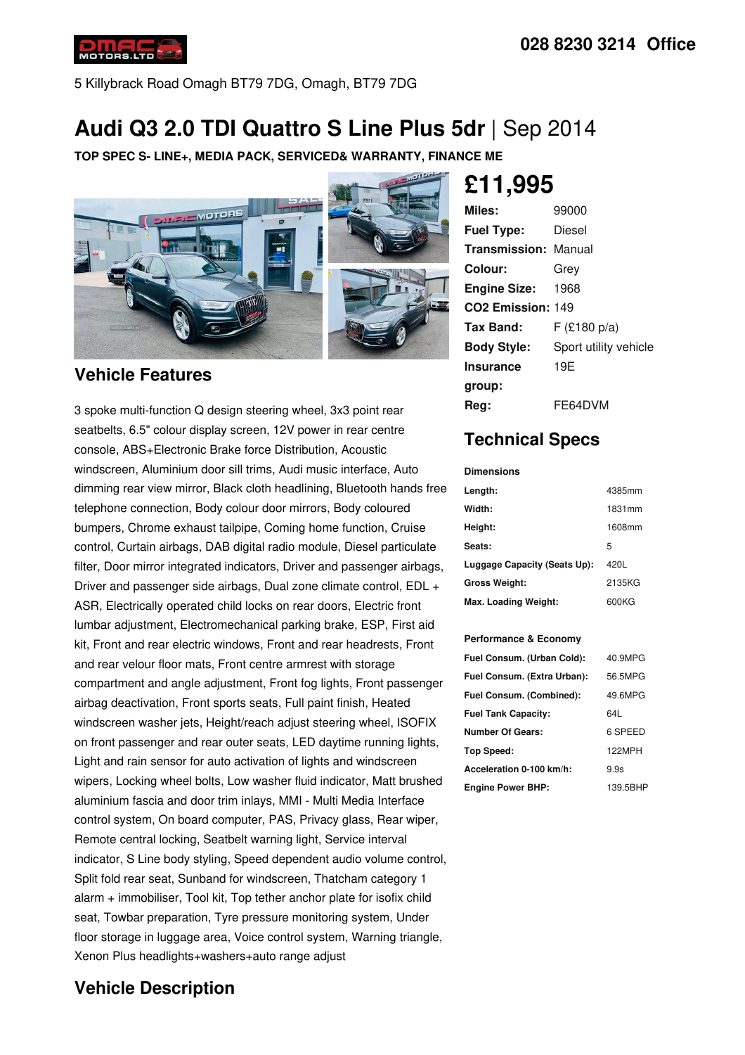028 8230 3214 Office

5 Killybrack Road Omagh BT79 7DG, Omagh, BT79 7DG

# Audi Q3 2.0 TDI Quattro S Line Plus 5dr | Sep 2014

**TOP SPEC S- LINE+, MEDIA PACK, SERVICED& WARRANTY, FINANCE ME**

## £11,995

| | |
|---|---|
| **Miles:** | 99000 |
| **Fuel Type:** | Diesel |
| **Transmission:** | Manual |
| **Colour:** | Grey |
| **Engine Size:** | 1968 |
| **CO2 Emission:** | 149 |
| **Tax Band:** | F (£180 p/a) |
| **Body Style:** | Sport utility vehicle |
| **Insurance group:** | 19E |
| **Reg:** | FE64DVM |

## Technical Specs

**Dimensions**

| | |
|---|---|
| **Length:** | 4385mm |
| **Width:** | 1831mm |
| **Height:** | 1608mm |
| **Seats:** | 5 |
| **Luggage Capacity (Seats Up):** | 420L |
| **Gross Weight:** | 2135KG |
| **Max. Loading Weight:** | 600KG |

**Performance & Economy**

| | |
|---|---|
| **Fuel Consum. (Urban Cold):** | 40.9MPG |
| **Fuel Consum. (Extra Urban):** | 56.5MPG |
| **Fuel Consum. (Combined):** | 49.6MPG |
| **Fuel Tank Capacity:** | 64L |
| **Number Of Gears:** | 6 SPEED |
| **Top Speed:** | 122MPH |
| **Acceleration 0-100 km/h:** | 9.9s |
| **Engine Power BHP:** | 139.5BHP |

## Vehicle Features

3 spoke multi-function Q design steering wheel, 3x3 point rear seatbelts, 6.5" colour display screen, 12V power in rear centre console, ABS+Electronic Brake force Distribution, Acoustic windscreen, Aluminium door sill trims, Audi music interface, Auto dimming rear view mirror, Black cloth headlining, Bluetooth hands free telephone connection, Body colour door mirrors, Body coloured bumpers, Chrome exhaust tailpipe, Coming home function, Cruise control, Curtain airbags, DAB digital radio module, Diesel particulate filter, Door mirror integrated indicators, Driver and passenger airbags, Driver and passenger side airbags, Dual zone climate control, EDL + ASR, Electrically operated child locks on rear doors, Electric front lumbar adjustment, Electromechanical parking brake, ESP, First aid kit, Front and rear electric windows, Front and rear headrests, Front and rear velour floor mats, Front centre armrest with storage compartment and angle adjustment, Front fog lights, Front passenger airbag deactivation, Front sports seats, Full paint finish, Heated windscreen washer jets, Height/reach adjust steering wheel, ISOFIX on front passenger and rear outer seats, LED daytime running lights, Light and rain sensor for auto activation of lights and windscreen wipers, Locking wheel bolts, Low washer fluid indicator, Matt brushed aluminium fascia and door trim inlays, MMI - Multi Media Interface control system, On board computer, PAS, Privacy glass, Rear wiper, Remote central locking, Seatbelt warning light, Service interval indicator, S Line body styling, Speed dependent audio volume control, Split fold rear seat, Sunband for windscreen, Thatcham category 1 alarm + immobiliser, Tool kit, Top tether anchor plate for isofix child seat, Towbar preparation, Tyre pressure monitoring system, Under floor storage in luggage area, Voice control system, Warning triangle, Xenon Plus headlights+washers+auto range adjust

## Vehicle Description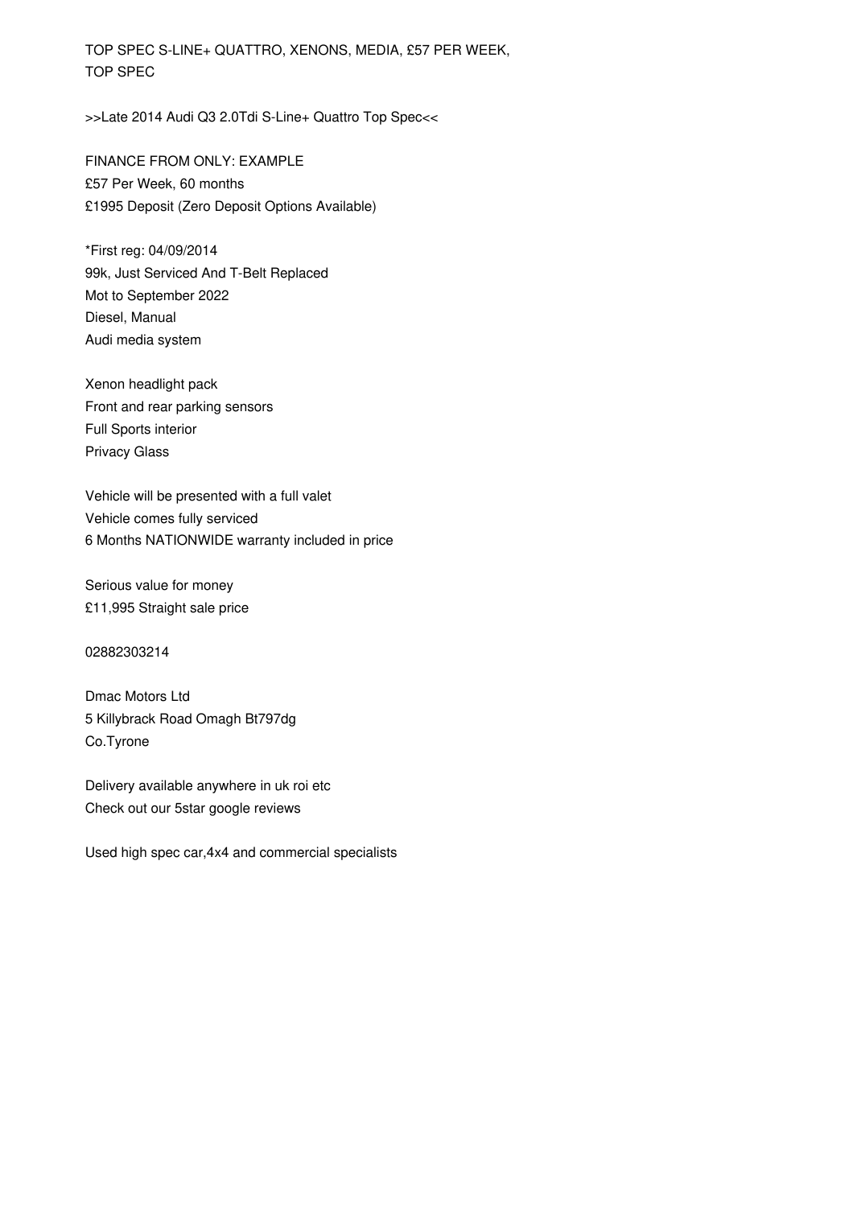TOP SPEC S-LINE+ QUATTRO, XENONS, MEDIA, £57 PER WEEK, TOP SPEC

>>Late 2014 Audi Q3 2.0Tdi S-Line+ Quattro Top Spec<<

FINANCE FROM ONLY: EXAMPLE
£57 Per Week, 60 months
£1995 Deposit (Zero Deposit Options Available)

*First reg: 04/09/2014
99k, Just Serviced And T-Belt Replaced
Mot to September 2022
Diesel, Manual
Audi media system

Xenon headlight pack
Front and rear parking sensors
Full Sports interior
Privacy Glass

Vehicle will be presented with a full valet
Vehicle comes fully serviced
6 Months NATIONWIDE warranty included in price

Serious value for money
£11,995 Straight sale price

02882303214

Dmac Motors Ltd
5 Killybrack Road Omagh Bt797dg
Co.Tyrone

Delivery available anywhere in uk roi etc
Check out our 5star google reviews

Used high spec car,4x4 and commercial specialists